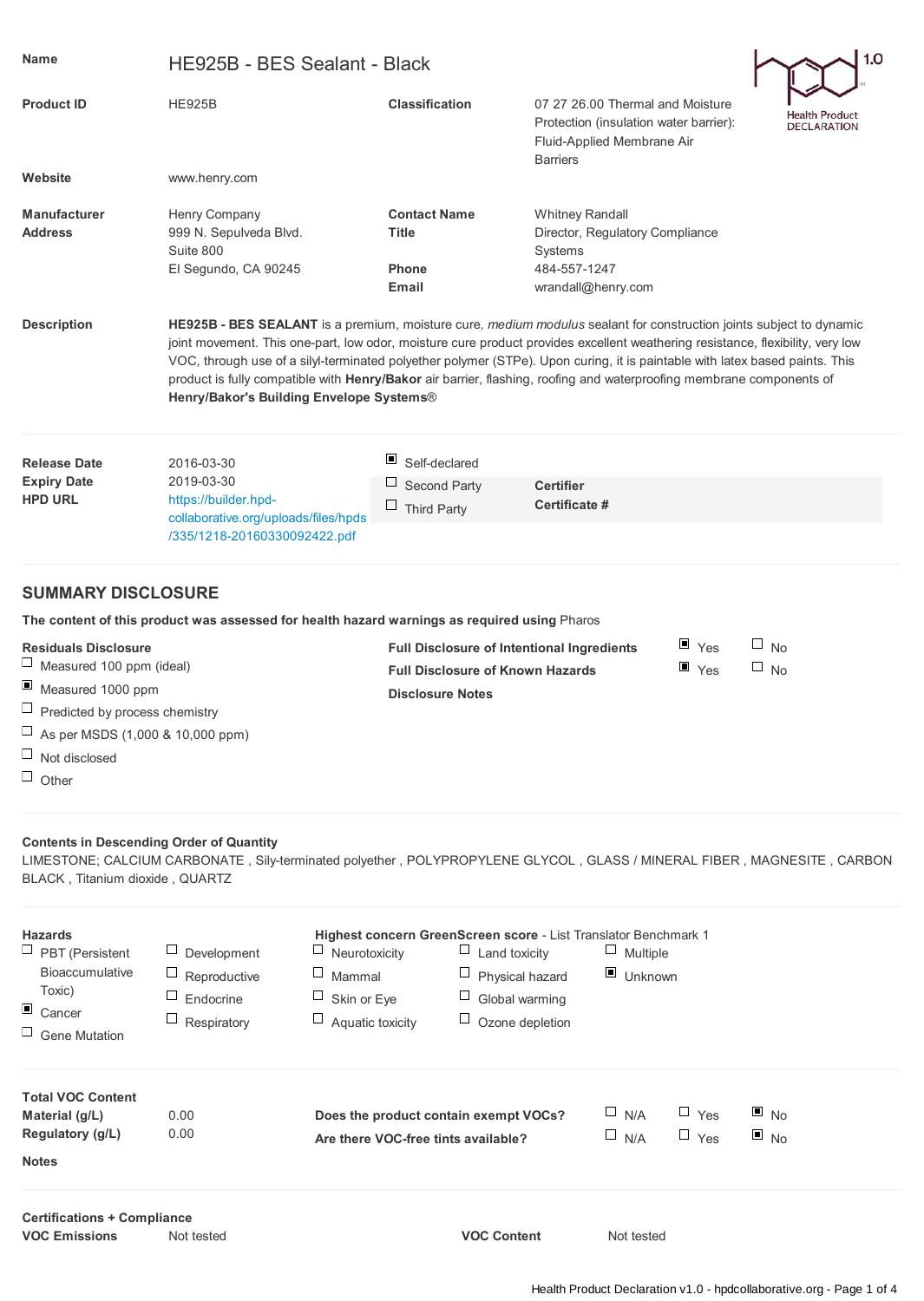# HPD 1.0 Health Product DECLARATION

| | | | |
|---|---|---|---|
| **Name** | HE925B - BES Sealant - Black | | |
| **Product ID** | HE925B | **Classification** | 07 27 26.00 Thermal and Moisture Protection (insulation water barrier): Fluid-Applied Membrane Air Barriers |
| **Website** | www.henry.com | | |
| **Manufacturer** | Henry Company | **Contact Name** | Whitney Randall |
| **Address** | 999 N. Sepulveda Blvd. Suite 800 El Segundo, CA 90245 | **Title** | Director, Regulatory Compliance Systems |
| | | **Phone** | 484-557-1247 |
| | | **Email** | wrandall@henry.com |

**Description**

**HE925B - BES SEALANT** is a premium, moisture cure, *medium modulus* sealant for construction joints subject to dynamic joint movement. This one-part, low odor, moisture cure product provides excellent weathering resistance, flexibility, very low VOC, through use of a silyl-terminated polyether polymer (STPe). Upon curing, it is paintable with latex based paints. This product is fully compatible with **Henry/Bakor** air barrier, flashing, roofing and waterproofing membrane components of **Henry/Bakor's Building Envelope Systems®**

| | | | | |
|---|---|---|---|---|
| **Release Date** | 2016-03-30 | ☒ Self-declared | | |
| **Expiry Date** | 2019-03-30 | ☐ Second Party | **Certifier** | |
| **HPD URL** | https://builder.hpd-collaborative.org/uploads/files/hpds/335/1218-20160330092422.pdf | ☐ Third Party | **Certificate #** | |

## SUMMARY DISCLOSURE

**The content of this product was assessed for health hazard warnings as required using** Pharos

**Residuals Disclosure**

- ☐ Measured 100 ppm (ideal)
- ☒ Measured 1000 ppm
- ☐ Predicted by process chemistry
- ☐ As per MSDS (1,000 & 10,000 ppm)
- ☐ Not disclosed
- ☐ Other

| | | |
|---|---|---|
| **Full Disclosure of Intentional Ingredients** | ☒ Yes | ☐ No |
| **Full Disclosure of Known Hazards** | ☒ Yes | ☐ No |
| **Disclosure Notes** | | |

**Contents in Descending Order of Quantity**

LIMESTONE; CALCIUM CARBONATE , Sily-terminated polyether , POLYPROPYLENE GLYCOL , GLASS / MINERAL FIBER , MAGNESITE , CARBON BLACK , Titanium dioxide , QUARTZ

**Hazards**

- ☐ PBT (Persistent Bioaccumulative Toxic)
- ☒ Cancer
- ☐ Gene Mutation
- ☐ Development
- ☐ Reproductive
- ☐ Endocrine
- ☐ Respiratory

**Highest concern GreenScreen score** - List Translator Benchmark 1

- ☐ Neurotoxicity
- ☐ Mammal
- ☐ Skin or Eye
- ☐ Aquatic toxicity
- ☐ Land toxicity
- ☐ Physical hazard
- ☐ Global warming
- ☐ Ozone depletion
- ☐ Multiple
- ☒ Unknown

**Total VOC Content**

| | | | | | |
|---|---|---|---|---|---|
| **Material (g/L)** | 0.00 | **Does the product contain exempt VOCs?** | ☐ N/A | ☐ Yes | ☒ No |
| **Regulatory (g/L)** | 0.00 | **Are there VOC-free tints available?** | ☐ N/A | ☐ Yes | ☒ No |

**Notes**

**Certifications + Compliance**

| | | | |
|---|---|---|---|
| **VOC Emissions** | Not tested | **VOC Content** | Not tested |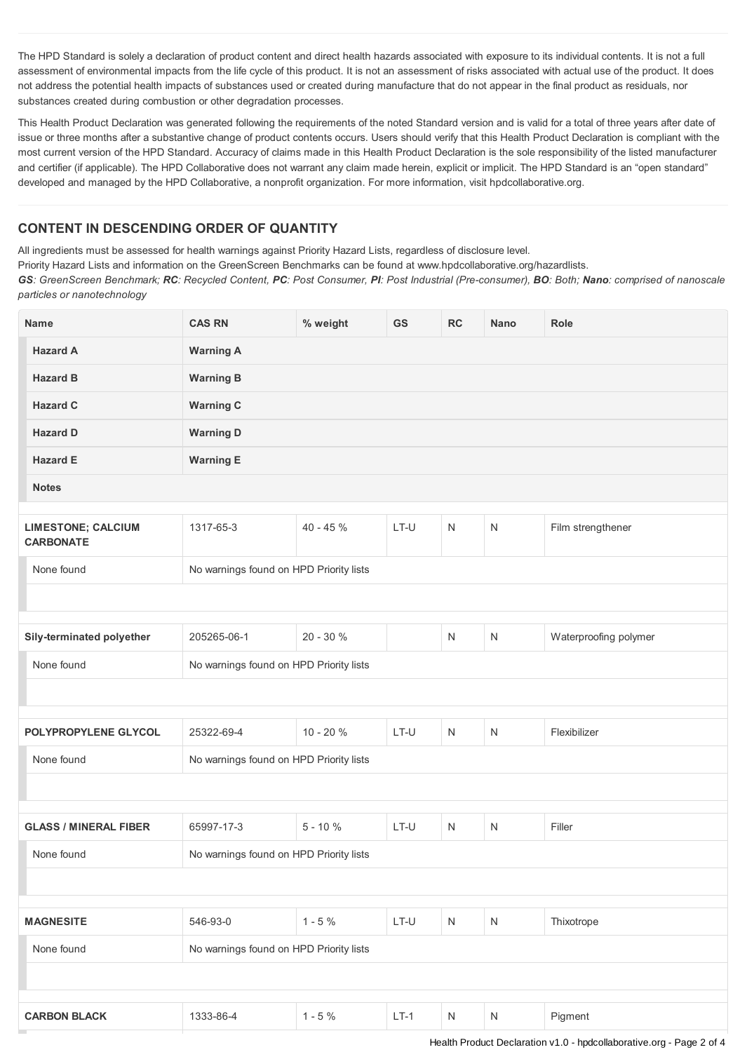The HPD Standard is solely a declaration of product content and direct health hazards associated with exposure to its individual contents. It is not a full assessment of environmental impacts from the life cycle of this product. It is not an assessment of risks associated with actual use of the product. It does not address the potential health impacts of substances used or created during manufacture that do not appear in the final product as residuals, nor substances created during combustion or other degradation processes.

This Health Product Declaration was generated following the requirements of the noted Standard version and is valid for a total of three years after date of issue or three months after a substantive change of product contents occurs. Users should verify that this Health Product Declaration is compliant with the most current version of the HPD Standard. Accuracy of claims made in this Health Product Declaration is the sole responsibility of the listed manufacturer and certifier (if applicable). The HPD Collaborative does not warrant any claim made herein, explicit or implicit. The HPD Standard is an "open standard" developed and managed by the HPD Collaborative, a nonprofit organization. For more information, visit hpdcollaborative.org.

## CONTENT IN DESCENDING ORDER OF QUANTITY

All ingredients must be assessed for health warnings against Priority Hazard Lists, regardless of disclosure level.
Priority Hazard Lists and information on the GreenScreen Benchmarks can be found at www.hpdcollaborative.org/hazardlists.
*__GS__: GreenScreen Benchmark; __RC__: Recycled Content, __PC__: Post Consumer, __PI__: Post Industrial (Pre-consumer), __BO__: Both; __Nano__: comprised of nanoscale particles or nanotechnology*

| Name | CAS RN | % weight | GS | RC | Nano | Role |
|---|---|---|---|---|---|---|
| **Hazard A** | **Warning A** | | | | | |
| **Hazard B** | **Warning B** | | | | | |
| **Hazard C** | **Warning C** | | | | | |
| **Hazard D** | **Warning D** | | | | | |
| **Hazard E** | **Warning E** | | | | | |
| **Notes** | | | | | | |
| **LIMESTONE; CALCIUM CARBONATE** | 1317-65-3 | 40 - 45 % | LT-U | N | N | Film strengthener |
| None found | No warnings found on HPD Priority lists | | | | | |
| **Sily-terminated polyether** | 205265-06-1 | 20 - 30 % | | N | N | Waterproofing polymer |
| None found | No warnings found on HPD Priority lists | | | | | |
| **POLYPROPYLENE GLYCOL** | 25322-69-4 | 10 - 20 % | LT-U | N | N | Flexibilizer |
| None found | No warnings found on HPD Priority lists | | | | | |
| **GLASS / MINERAL FIBER** | 65997-17-3 | 5 - 10 % | LT-U | N | N | Filler |
| None found | No warnings found on HPD Priority lists | | | | | |
| **MAGNESITE** | 546-93-0 | 1 - 5 % | LT-U | N | N | Thixotrope |
| None found | No warnings found on HPD Priority lists | | | | | |
| **CARBON BLACK** | 1333-86-4 | 1 - 5 % | LT-1 | N | N | Pigment |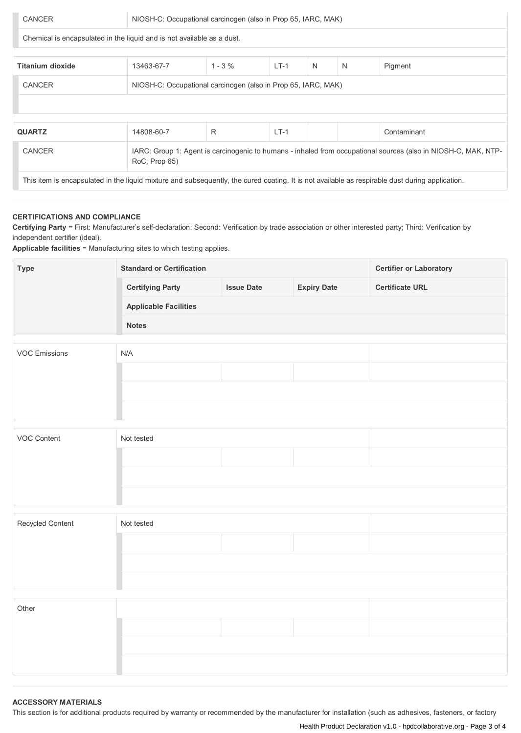| | | | | | | |
|---|---|---|---|---|---|---|
| CANCER | NIOSH-C: Occupational carcinogen (also in Prop 65, IARC, MAK) | | | | | |
| Chemical is encapsulated in the liquid and is not available as a dust. | | | | | | |
| **Titanium dioxide** | 13463-67-7 | 1 - 3 % | LT-1 | N | N | Pigment |
| CANCER | NIOSH-C: Occupational carcinogen (also in Prop 65, IARC, MAK) | | | | | |
| | | | | | | |
| **QUARTZ** | 14808-60-7 | R | LT-1 | | | Contaminant |
| CANCER | IARC: Group 1: Agent is carcinogenic to humans - inhaled from occupational sources (also in NIOSH-C, MAK, NTP-RoC, Prop 65) | | | | | |
| This item is encapsulated in the liquid mixture and subsequently, the cured coating. It is not available as respirable dust during application. | | | | | | |

**CERTIFICATIONS AND COMPLIANCE**

**Certifying Party** = First: Manufacturer's self-declaration; Second: Verification by trade association or other interested party; Third: Verification by independent certifier (ideal).

**Applicable facilities** = Manufacturing sites to which testing applies.

| Type | Standard or Certification | | | Certifier or Laboratory |
|---|---|---|---|---|
| | **Certifying Party** | **Issue Date** | **Expiry Date** | **Certificate URL** |
| | **Applicable Facilities** | | | |
| | **Notes** | | | |
| VOC Emissions | N/A | | | |
| | | | | |
| | | | | |
| | | | | |
| VOC Content | Not tested | | | |
| | | | | |
| | | | | |
| | | | | |
| Recycled Content | Not tested | | | |
| | | | | |
| | | | | |
| | | | | |
| Other | | | | |
| | | | | |
| | | | | |
| | | | | |

**ACCESSORY MATERIALS**

This section is for additional products required by warranty or recommended by the manufacturer for installation (such as adhesives, fasteners, or factory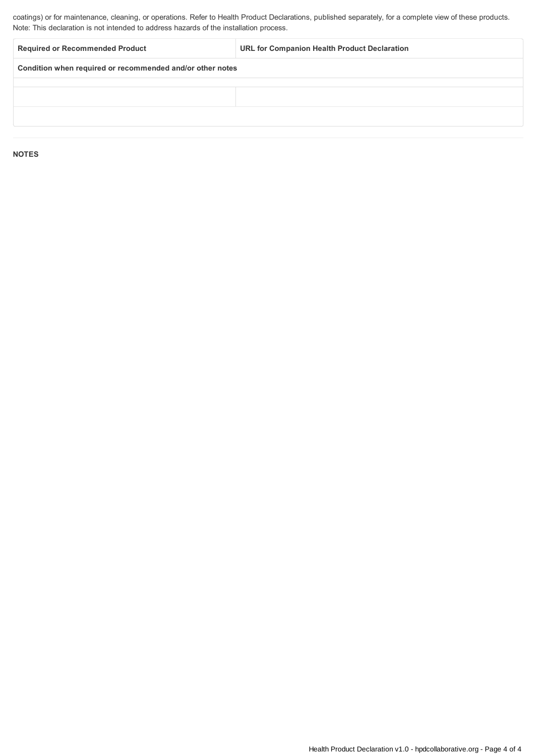coatings) or for maintenance, cleaning, or operations. Refer to Health Product Declarations, published separately, for a complete view of these products. Note: This declaration is not intended to address hazards of the installation process.

| Required or Recommended Product | URL for Companion Health Product Declaration |
| --- | --- |
| **Condition when required or recommended and/or other notes** | |
| | |
| | |
| | |

**NOTES**